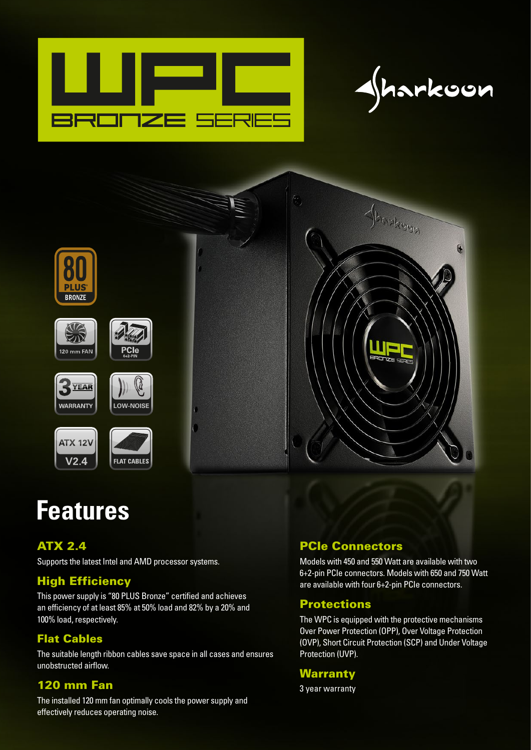# WPC BRONZE SERIES

Sharkoon

80 PLUS BRONZE

120 mm FAN

PCIe 6+2-PIN

3 YEAR WARRANTY

LOW-NOISE

ATX 12V V2.4

FLAT CABLES

# Features

### ATX 2.4

Supports the latest Intel and AMD processor systems.

### High Efficiency

This power supply is "80 PLUS Bronze" certified and achieves an efficiency of at least 85% at 50% load and 82% by a 20% and 100% load, respectively.

### Flat Cables

The suitable length ribbon cables save space in all cases and ensures unobstructed airflow.

### 120 mm Fan

The installed 120 mm fan optimally cools the power supply and effectively reduces operating noise.

### PCIe Connectors

Models with 450 and 550 Watt are available with two 6+2-pin PCIe connectors. Models with 650 and 750 Watt are available with four 6+2-pin PCIe connectors.

### Protections

The WPC is equipped with the protective mechanisms Over Power Protection (OPP), Over Voltage Protection (OVP), Short Circuit Protection (SCP) and Under Voltage Protection (UVP).

### Warranty

3 year warranty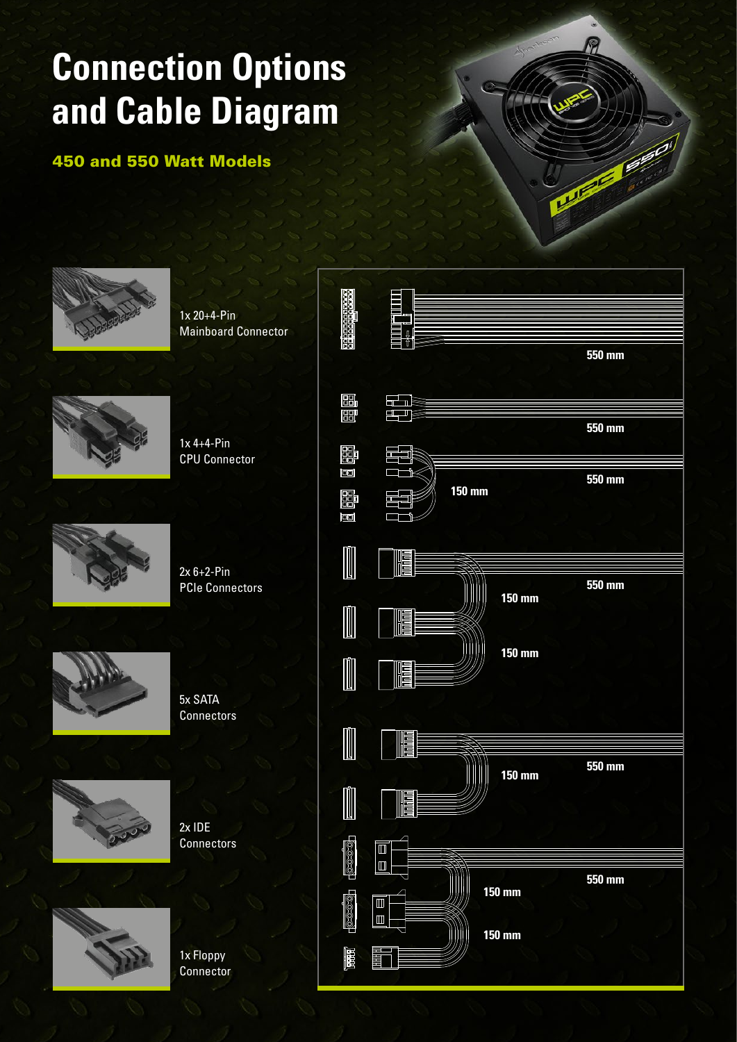# Connection Options and Cable Diagram

## 450 and 550 Watt Models

1x 20+4-Pin
Mainboard Connector

2x 4+4-Pin
CPU Connector

2x 6+2-Pin
PCIe Connectors

5x SATA
Connectors

2x IDE
Connectors

1x Floppy
Connector

550 mm

550 mm

550 mm

150 mm

550 mm

150 mm

150 mm

550 mm

150 mm

550 mm

150 mm

150 mm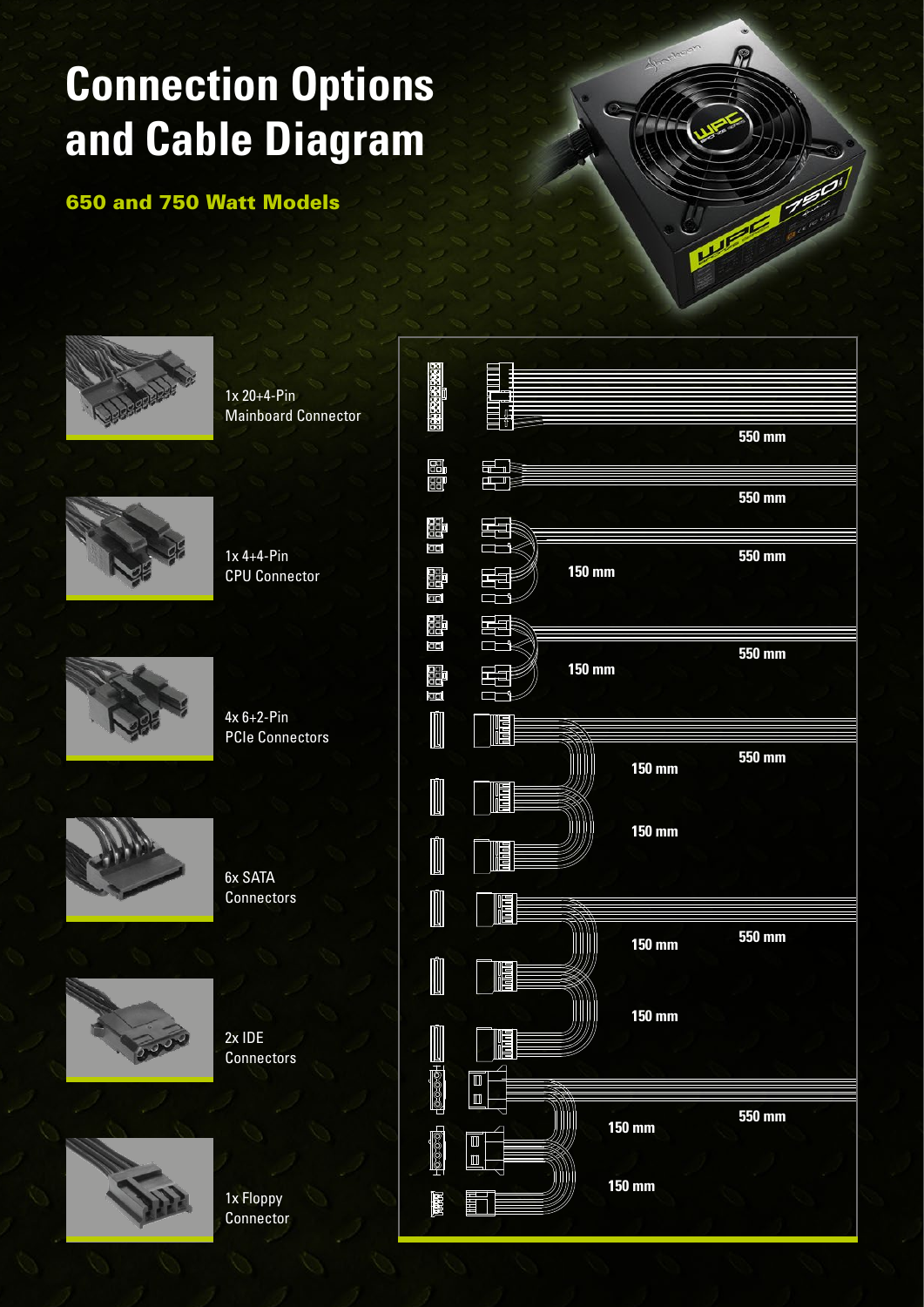# Connection Options and Cable Diagram

## 650 and 750 Watt Models

1x 20+4-Pin
Mainboard Connector

1x 4+4-Pin
CPU Connector

4x 6+2-Pin
PCIe Connectors

6x SATA
Connectors

2x IDE
Connectors

1x Floppy
Connector

550 mm

550 mm

550 mm
150 mm

550 mm
150 mm

550 mm
150 mm
150 mm

550 mm
150 mm
150 mm

550 mm
150 mm
150 mm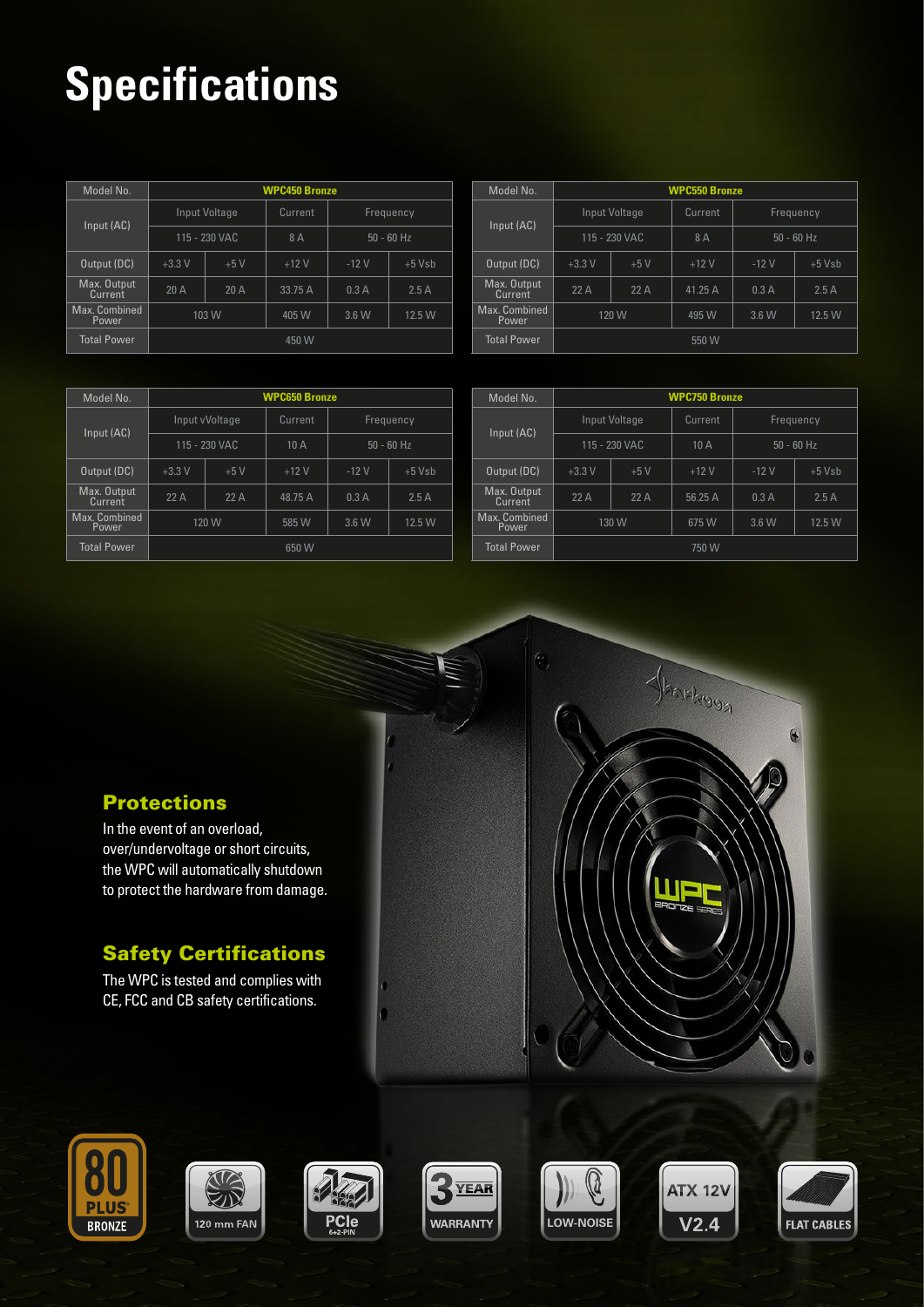# Specifications

| Model No. | WPC450 Bronze | | | | |
|---|---|---|---|---|---|
| Input (AC) | Input Voltage | | Current | Frequency | |
| | 115 - 230 VAC | | 8 A | 50 - 60 Hz | |
| Output (DC) | +3.3 V | +5 V | +12 V | -12 V | +5 Vsb |
| Max. Output Current | 20 A | 20 A | 33.75 A | 0.3 A | 2.5 A |
| Max. Combined Power | 103 W | | 405 W | 3.6 W | 12.5 W |
| Total Power | 450 W | | | | |

| Model No. | WPC550 Bronze | | | | |
|---|---|---|---|---|---|
| Input (AC) | Input Voltage | | Current | Frequency | |
| | 115 - 230 VAC | | 8 A | 50 - 60 Hz | |
| Output (DC) | +3.3 V | +5 V | +12 V | -12 V | +5 Vsb |
| Max. Output Current | 22 A | 22 A | 41.25 A | 0.3 A | 2.5 A |
| Max. Combined Power | 120 W | | 495 W | 3.6 W | 12.5 W |
| Total Power | 550 W | | | | |

| Model No. | WPC650 Bronze | | | | |
|---|---|---|---|---|---|
| Input (AC) | Input vVoltage | | Current | Frequency | |
| | 115 - 230 VAC | | 10 A | 50 - 60 Hz | |
| Output (DC) | +3.3 V | +5 V | +12 V | -12 V | +5 Vsb |
| Max. Output Current | 22 A | 22 A | 48.75 A | 0.3 A | 2.5 A |
| Max. Combined Power | 120 W | | 585 W | 3.6 W | 12.5 W |
| Total Power | 650 W | | | | |

| Model No. | WPC750 Bronze | | | | |
|---|---|---|---|---|---|
| Input (AC) | Input Voltage | | Current | Frequency | |
| | 115 - 230 VAC | | 10 A | 50 - 60 Hz | |
| Output (DC) | +3.3 V | +5 V | +12 V | -12 V | +5 Vsb |
| Max. Output Current | 22 A | 22 A | 56.25 A | 0.3 A | 2.5 A |
| Max. Combined Power | 130 W | | 675 W | 3.6 W | 12.5 W |
| Total Power | 750 W | | | | |

## Protections

In the event of an overload, over/undervoltage or short circuits, the WPC will automatically shutdown to protect the hardware from damage.

## Safety Certifications

The WPC is tested and complies with CE, FCC and CB safety certifications.

80 PLUS BRONZE

120 mm FAN

PCIe 6+2-PIN

3 YEAR WARRANTY

LOW-NOISE

ATX 12V V2.4

FLAT CABLES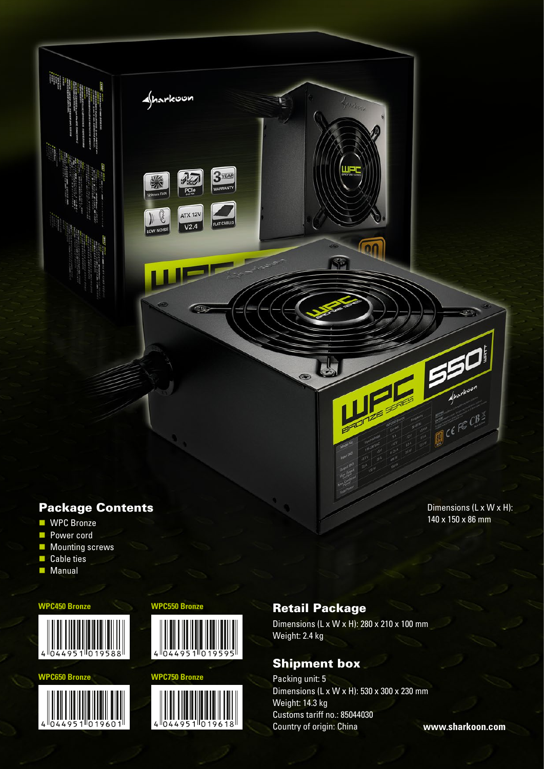## Package Contents

- WPC Bronze
- Power cord
- Mounting screws
- Cable ties
- Manual

Dimensions (L x W x H):
140 x 150 x 86 mm

**WPC450 Bronze**

4 044951 019588

**WPC550 Bronze**

4 044951 019595

**WPC650 Bronze**

4 044951 019601

**WPC750 Bronze**

4 044951 019618

## Retail Package

Dimensions (L x W x H): 280 x 210 x 100 mm
Weight: 2.4 kg

## Shipment box

Packing unit: 5
Dimensions (L x W x H): 530 x 300 x 230 mm
Weight: 14.3 kg
Customs tariff no.: 85044030
Country of origin: China

**www.sharkoon.com**